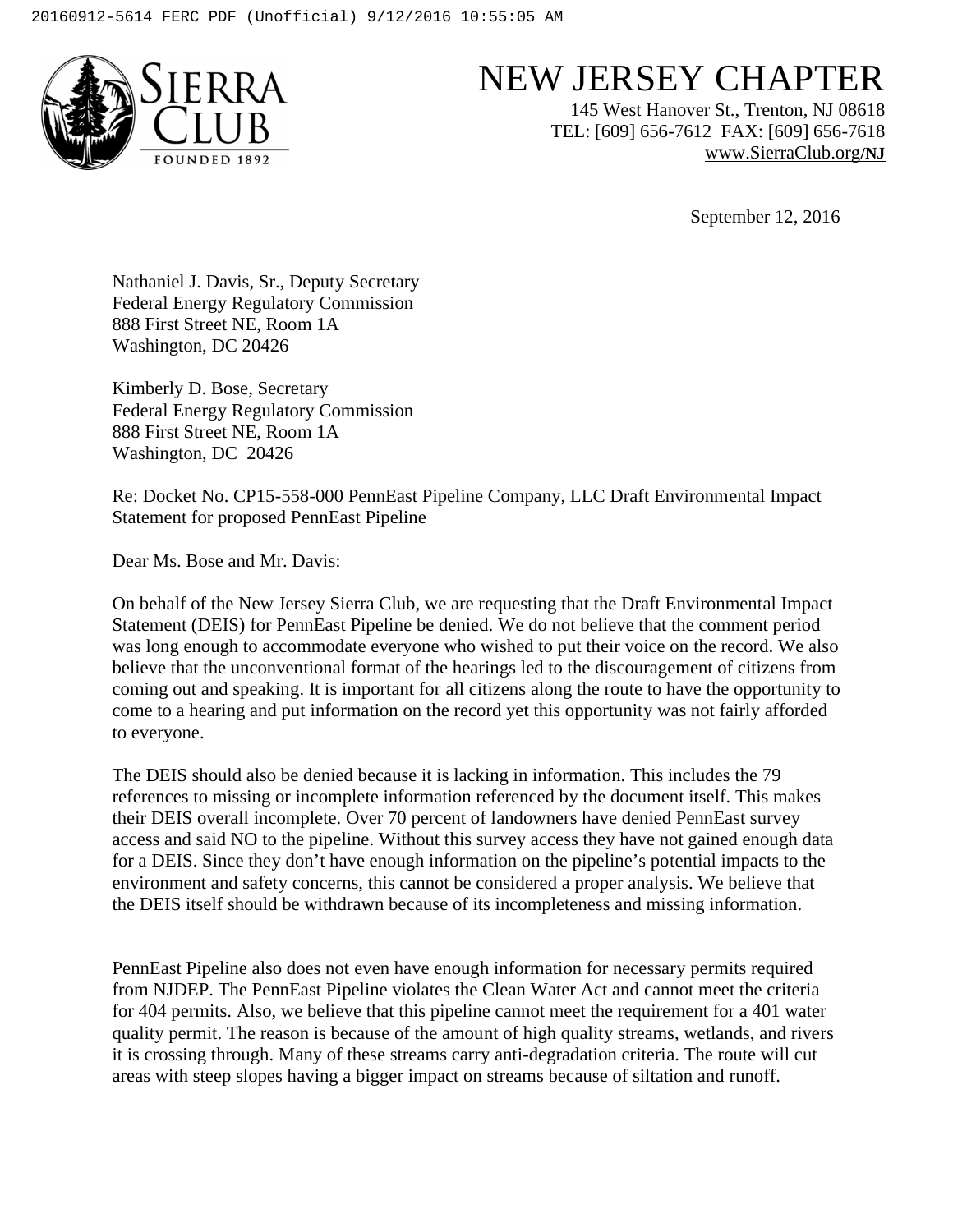# NEW JERSEY CHAPTER

145 West Hanover St., Trenton, NJ 08618
TEL: [609] 656-7612 FAX: [609] 656-7618
www.SierraClub.org/NJ

September 12, 2016

Nathaniel J. Davis, Sr., Deputy Secretary
Federal Energy Regulatory Commission
888 First Street NE, Room 1A
Washington, DC 20426

Kimberly D. Bose, Secretary
Federal Energy Regulatory Commission
888 First Street NE, Room 1A
Washington, DC 20426

Re: Docket No. CP15-558-000 PennEast Pipeline Company, LLC Draft Environmental Impact Statement for proposed PennEast Pipeline

Dear Ms. Bose and Mr. Davis:

On behalf of the New Jersey Sierra Club, we are requesting that the Draft Environmental Impact Statement (DEIS) for PennEast Pipeline be denied. We do not believe that the comment period was long enough to accommodate everyone who wished to put their voice on the record. We also believe that the unconventional format of the hearings led to the discouragement of citizens from coming out and speaking. It is important for all citizens along the route to have the opportunity to come to a hearing and put information on the record yet this opportunity was not fairly afforded to everyone.

The DEIS should also be denied because it is lacking in information. This includes the 79 references to missing or incomplete information referenced by the document itself. This makes their DEIS overall incomplete. Over 70 percent of landowners have denied PennEast survey access and said NO to the pipeline. Without this survey access they have not gained enough data for a DEIS. Since they don't have enough information on the pipeline's potential impacts to the environment and safety concerns, this cannot be considered a proper analysis. We believe that the DEIS itself should be withdrawn because of its incompleteness and missing information.

PennEast Pipeline also does not even have enough information for necessary permits required from NJDEP. The PennEast Pipeline violates the Clean Water Act and cannot meet the criteria for 404 permits. Also, we believe that this pipeline cannot meet the requirement for a 401 water quality permit. The reason is because of the amount of high quality streams, wetlands, and rivers it is crossing through. Many of these streams carry anti-degradation criteria. The route will cut areas with steep slopes having a bigger impact on streams because of siltation and runoff.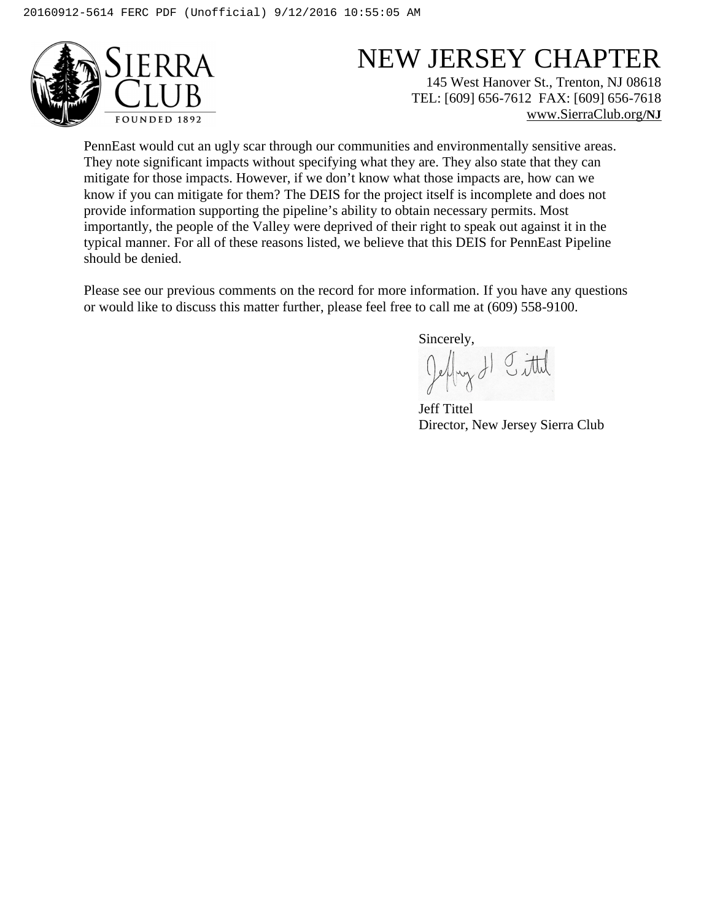# NEW JERSEY CHAPTER

145 West Hanover St., Trenton, NJ 08618
TEL: [609] 656-7612 FAX: [609] 656-7618
www.SierraClub.org/NJ

PennEast would cut an ugly scar through our communities and environmentally sensitive areas. They note significant impacts without specifying what they are. They also state that they can mitigate for those impacts. However, if we don't know what those impacts are, how can we know if you can mitigate for them? The DEIS for the project itself is incomplete and does not provide information supporting the pipeline's ability to obtain necessary permits. Most importantly, the people of the Valley were deprived of their right to speak out against it in the typical manner. For all of these reasons listed, we believe that this DEIS for PennEast Pipeline should be denied.

Please see our previous comments on the record for more information. If you have any questions or would like to discuss this matter further, please feel free to call me at (609) 558-9100.

Sincerely,

Jeff Tittel
Director, New Jersey Sierra Club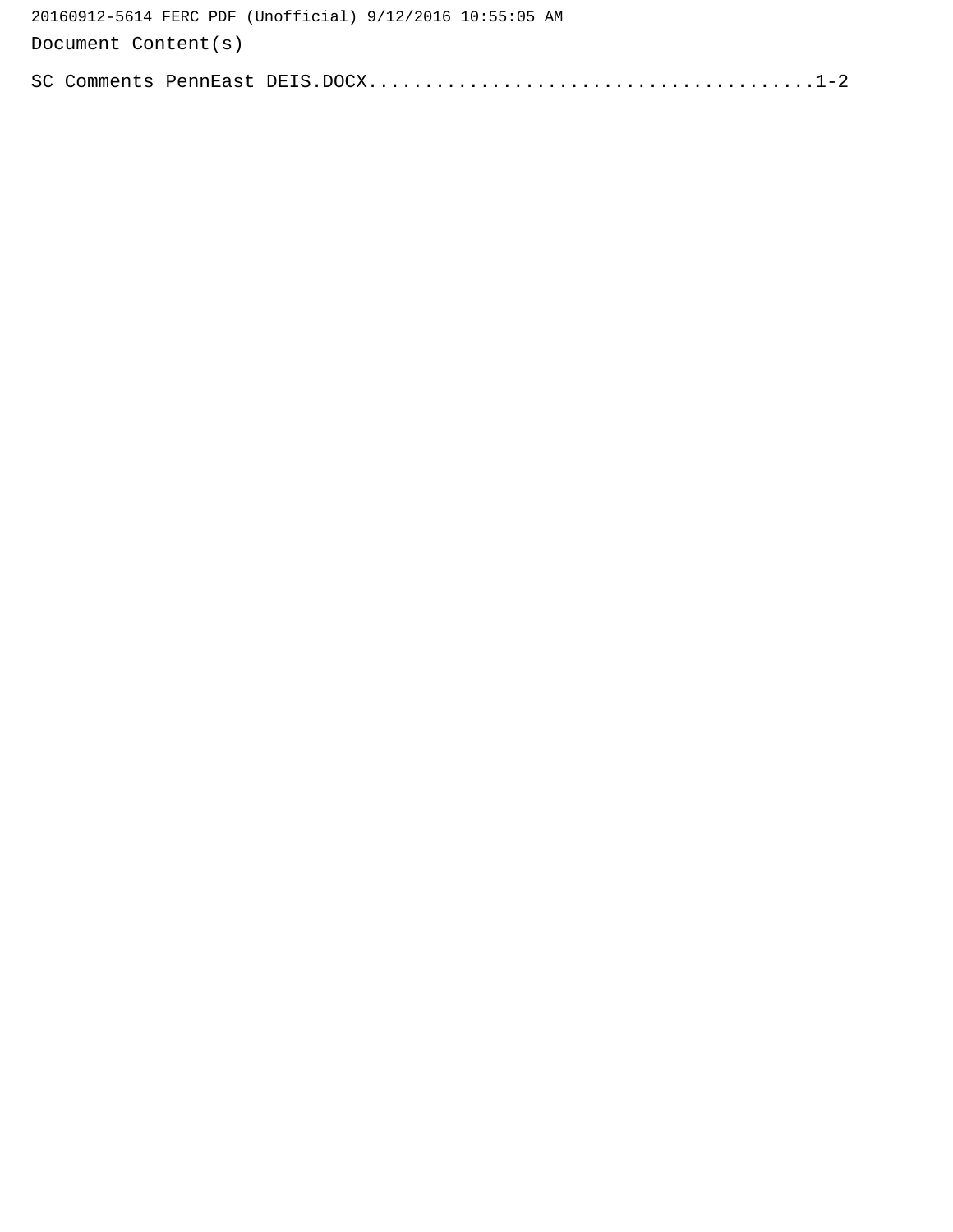Document Content(s)

SC Comments PennEast DEIS.DOCX.......................................1-2